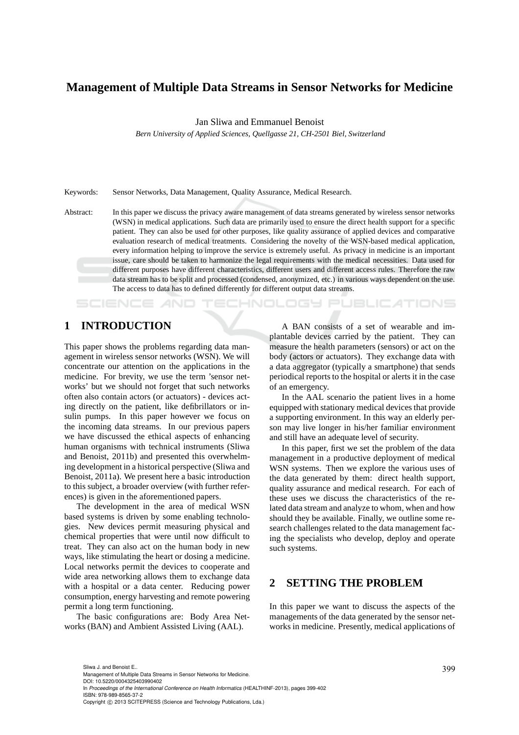# Management of Multiple Data Streams in Sensor Networks for Medicine

Jan Sliwa and Emmanuel Benoist

*Bern University of Applied Sciences, Quellgasse 21, CH-2501 Biel, Switzerland*

Keywords: Sensor Networks, Data Management, Quality Assurance, Medical Research.

Abstract: In this paper we discuss the privacy aware management of data streams generated by wireless sensor networks (WSN) in medical applications. Such data are primarily used to ensure the direct health support for a specific patient. They can also be used for other purposes, like quality assurance of applied devices and comparative evaluation research of medical treatments. Considering the novelty of the WSN-based medical application, every information helping to improve the service is extremely useful. As privacy in medicine is an important issue, care should be taken to harmonize the legal requirements with the medical necessities. Data used for different purposes have different characteristics, different users and different access rules. Therefore the raw data stream has to be split and processed (condensed, anonymized, etc.) in various ways dependent on the use. The access to data has to defined differently for different output data streams.

## 1 INTRODUCTION

This paper shows the problems regarding data management in wireless sensor networks (WSN). We will concentrate our attention on the applications in the medicine. For brevity, we use the term 'sensor networks' but we should not forget that such networks often also contain actors (or actuators) - devices acting directly on the patient, like defibrillators or insulin pumps. In this paper however we focus on the incoming data streams. In our previous papers we have discussed the ethical aspects of enhancing human organisms with technical instruments (Sliwa and Benoist, 2011b) and presented this overwhelming development in a historical perspective (Sliwa and Benoist, 2011a). We present here a basic introduction to this subject, a broader overview (with further references) is given in the aforementioned papers.

The development in the area of medical WSN based systems is driven by some enabling technologies. New devices permit measuring physical and chemical properties that were until now difficult to treat. They can also act on the human body in new ways, like stimulating the heart or dosing a medicine. Local networks permit the devices to cooperate and wide area networking allows them to exchange data with a hospital or a data center. Reducing power consumption, energy harvesting and remote powering permit a long term functioning.

The basic configurations are: Body Area Networks (BAN) and Ambient Assisted Living (AAL).

A BAN consists of a set of wearable and implantable devices carried by the patient. They can measure the health parameters (sensors) or act on the body (actors or actuators). They exchange data with a data aggregator (typically a smartphone) that sends periodical reports to the hospital or alerts it in the case of an emergency.

In the AAL scenario the patient lives in a home equipped with stationary medical devices that provide a supporting environment. In this way an elderly person may live longer in his/her familiar environment and still have an adequate level of security.

In this paper, first we set the problem of the data management in a productive deployment of medical WSN systems. Then we explore the various uses of the data generated by them: direct health support, quality assurance and medical research. For each of these uses we discuss the characteristics of the related data stream and analyze to whom, when and how should they be available. Finally, we outline some research challenges related to the data management facing the specialists who develop, deploy and operate such systems.

## 2 SETTING THE PROBLEM

In this paper we want to discuss the aspects of the managements of the data generated by the sensor networks in medicine. Presently, medical applications of

Sliwa J. and Benoist E..
Management of Multiple Data Streams in Sensor Networks for Medicine.
DOI: 10.5220/0004325403990402
In *Proceedings of the International Conference on Health Informatics* (HEALTHINF-2013), pages 399-402
ISBN: 978-989-8565-37-2
Copyright © 2013 SCITEPRESS (Science and Technology Publications, Lda.)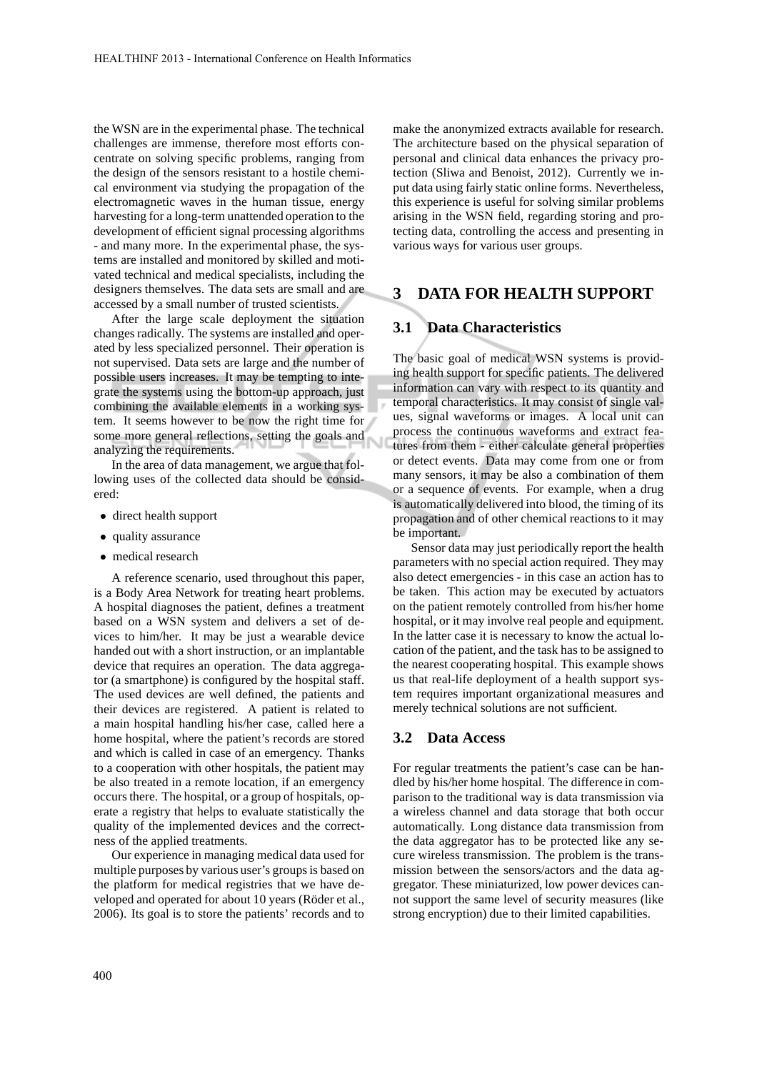the WSN are in the experimental phase. The technical challenges are immense, therefore most efforts concentrate on solving specific problems, ranging from the design of the sensors resistant to a hostile chemical environment via studying the propagation of the electromagnetic waves in the human tissue, energy harvesting for a long-term unattended operation to the development of efficient signal processing algorithms - and many more. In the experimental phase, the systems are installed and monitored by skilled and motivated technical and medical specialists, including the designers themselves. The data sets are small and are accessed by a small number of trusted scientists.

After the large scale deployment the situation changes radically. The systems are installed and operated by less specialized personnel. Their operation is not supervised. Data sets are large and the number of possible users increases. It may be tempting to integrate the systems using the bottom-up approach, just combining the available elements in a working system. It seems however to be now the right time for some more general reflections, setting the goals and analyzing the requirements.

In the area of data management, we argue that following uses of the collected data should be considered:

- direct health support
- quality assurance
- medical research

A reference scenario, used throughout this paper, is a Body Area Network for treating heart problems. A hospital diagnoses the patient, defines a treatment based on a WSN system and delivers a set of devices to him/her. It may be just a wearable device handed out with a short instruction, or an implantable device that requires an operation. The data aggregator (a smartphone) is configured by the hospital staff. The used devices are well defined, the patients and their devices are registered. A patient is related to a main hospital handling his/her case, called here a home hospital, where the patient's records are stored and which is called in case of an emergency. Thanks to a cooperation with other hospitals, the patient may be also treated in a remote location, if an emergency occurs there. The hospital, or a group of hospitals, operate a registry that helps to evaluate statistically the quality of the implemented devices and the correctness of the applied treatments.

Our experience in managing medical data used for multiple purposes by various user's groups is based on the platform for medical registries that we have developed and operated for about 10 years (Röder et al., 2006). Its goal is to store the patients' records and to make the anonymized extracts available for research. The architecture based on the physical separation of personal and clinical data enhances the privacy protection (Sliwa and Benoist, 2012). Currently we input data using fairly static online forms. Nevertheless, this experience is useful for solving similar problems arising in the WSN field, regarding storing and protecting data, controlling the access and presenting in various ways for various user groups.

# 3 DATA FOR HEALTH SUPPORT

## 3.1 Data Characteristics

The basic goal of medical WSN systems is providing health support for specific patients. The delivered information can vary with respect to its quantity and temporal characteristics. It may consist of single values, signal waveforms or images. A local unit can process the continuous waveforms and extract features from them - either calculate general properties or detect events. Data may come from one or from many sensors, it may be also a combination of them or a sequence of events. For example, when a drug is automatically delivered into blood, the timing of its propagation and of other chemical reactions to it may be important.

Sensor data may just periodically report the health parameters with no special action required. They may also detect emergencies - in this case an action has to be taken. This action may be executed by actuators on the patient remotely controlled from his/her home hospital, or it may involve real people and equipment. In the latter case it is necessary to know the actual location of the patient, and the task has to be assigned to the nearest cooperating hospital. This example shows us that real-life deployment of a health support system requires important organizational measures and merely technical solutions are not sufficient.

## 3.2 Data Access

For regular treatments the patient's case can be handled by his/her home hospital. The difference in comparison to the traditional way is data transmission via a wireless channel and data storage that both occur automatically. Long distance data transmission from the data aggregator has to be protected like any secure wireless transmission. The problem is the transmission between the sensors/actors and the data aggregator. These miniaturized, low power devices cannot support the same level of security measures (like strong encryption) due to their limited capabilities.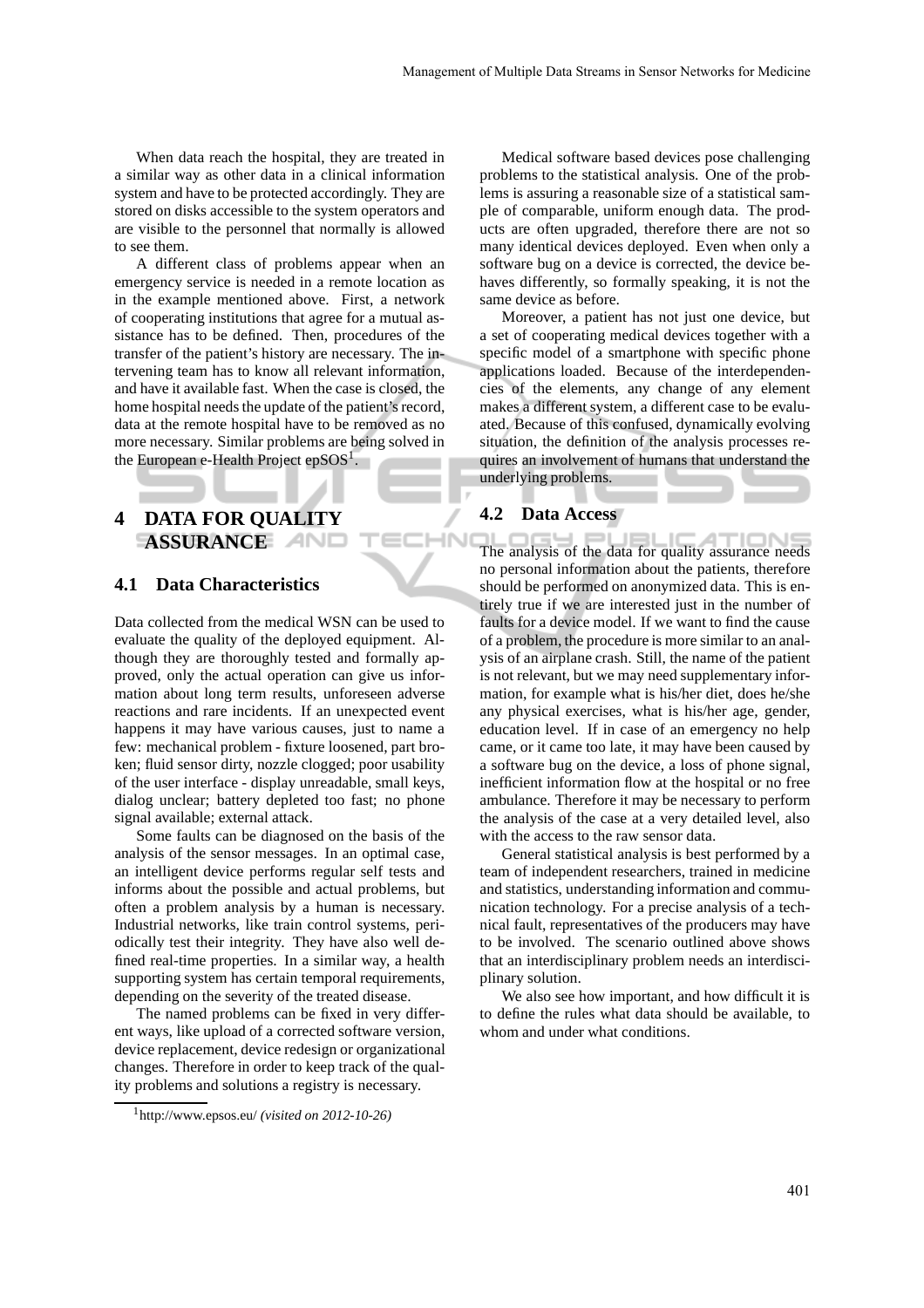When data reach the hospital, they are treated in a similar way as other data in a clinical information system and have to be protected accordingly. They are stored on disks accessible to the system operators and are visible to the personnel that normally is allowed to see them.

A different class of problems appear when an emergency service is needed in a remote location as in the example mentioned above. First, a network of cooperating institutions that agree for a mutual assistance has to be defined. Then, procedures of the transfer of the patient's history are necessary. The intervening team has to know all relevant information, and have it available fast. When the case is closed, the home hospital needs the update of the patient's record, data at the remote hospital have to be removed as no more necessary. Similar problems are being solved in the European e-Health Project epSOS[1].

# 4 DATA FOR QUALITY ASSURANCE

## 4.1 Data Characteristics

Data collected from the medical WSN can be used to evaluate the quality of the deployed equipment. Although they are thoroughly tested and formally approved, only the actual operation can give us information about long term results, unforeseen adverse reactions and rare incidents. If an unexpected event happens it may have various causes, just to name a few: mechanical problem - fixture loosened, part broken; fluid sensor dirty, nozzle clogged; poor usability of the user interface - display unreadable, small keys, dialog unclear; battery depleted too fast; no phone signal available; external attack.

Some faults can be diagnosed on the basis of the analysis of the sensor messages. In an optimal case, an intelligent device performs regular self tests and informs about the possible and actual problems, but often a problem analysis by a human is necessary. Industrial networks, like train control systems, periodically test their integrity. They have also well defined real-time properties. In a similar way, a health supporting system has certain temporal requirements, depending on the severity of the treated disease.

The named problems can be fixed in very different ways, like upload of a corrected software version, device replacement, device redesign or organizational changes. Therefore in order to keep track of the quality problems and solutions a registry is necessary.

Medical software based devices pose challenging problems to the statistical analysis. One of the problems is assuring a reasonable size of a statistical sample of comparable, uniform enough data. The products are often upgraded, therefore there are not so many identical devices deployed. Even when only a software bug on a device is corrected, the device behaves differently, so formally speaking, it is not the same device as before.

Moreover, a patient has not just one device, but a set of cooperating medical devices together with a specific model of a smartphone with specific phone applications loaded. Because of the interdependencies of the elements, any change of any element makes a different system, a different case to be evaluated. Because of this confused, dynamically evolving situation, the definition of the analysis processes requires an involvement of humans that understand the underlying problems.

## 4.2 Data Access

The analysis of the data for quality assurance needs no personal information about the patients, therefore should be performed on anonymized data. This is entirely true if we are interested just in the number of faults for a device model. If we want to find the cause of a problem, the procedure is more similar to an analysis of an airplane crash. Still, the name of the patient is not relevant, but we may need supplementary information, for example what is his/her diet, does he/she any physical exercises, what is his/her age, gender, education level. If in case of an emergency no help came, or it came too late, it may have been caused by a software bug on the device, a loss of phone signal, inefficient information flow at the hospital or no free ambulance. Therefore it may be necessary to perform the analysis of the case at a very detailed level, also with the access to the raw sensor data.

General statistical analysis is best performed by a team of independent researchers, trained in medicine and statistics, understanding information and communication technology. For a precise analysis of a technical fault, representatives of the producers may have to be involved. The scenario outlined above shows that an interdisciplinary problem needs an interdisciplinary solution.

We also see how important, and how difficult it is to define the rules what data should be available, to whom and under what conditions.

[1] http://www.epsos.eu/ *(visited on 2012-10-26)*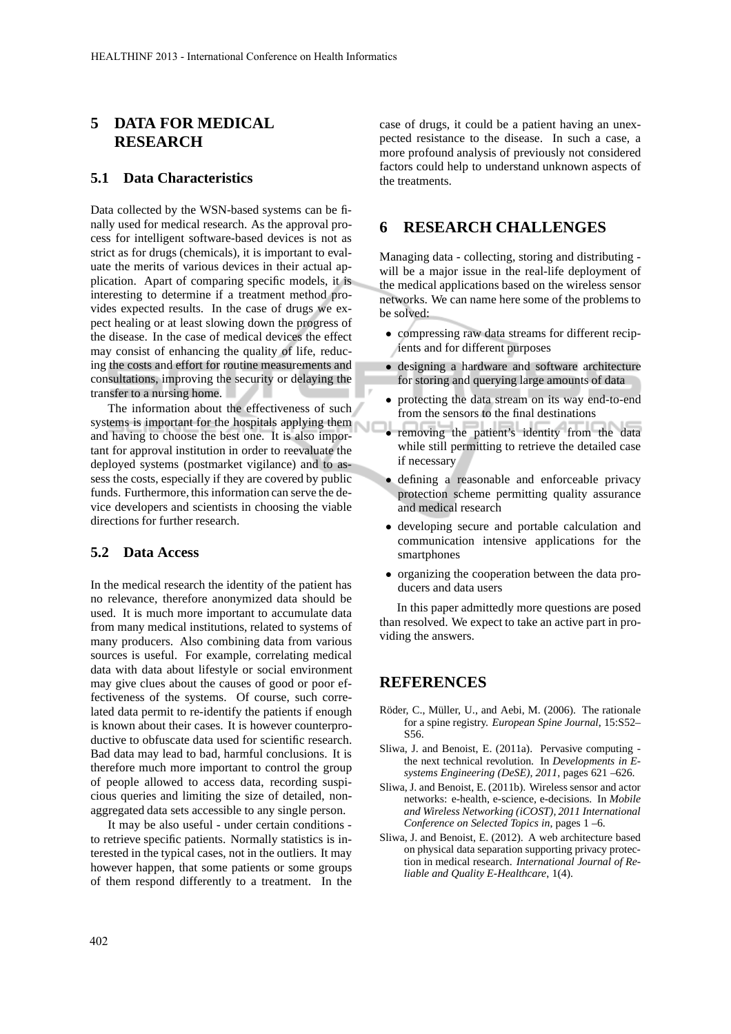## 5 DATA FOR MEDICAL RESEARCH

### 5.1 Data Characteristics

Data collected by the WSN-based systems can be finally used for medical research. As the approval process for intelligent software-based devices is not as strict as for drugs (chemicals), it is important to evaluate the merits of various devices in their actual application. Apart of comparing specific models, it is interesting to determine if a treatment method provides expected results. In the case of drugs we expect healing or at least slowing down the progress of the disease. In the case of medical devices the effect may consist of enhancing the quality of life, reducing the costs and effort for routine measurements and consultations, improving the security or delaying the transfer to a nursing home.

The information about the effectiveness of such systems is important for the hospitals applying them and having to choose the best one. It is also important for approval institution in order to reevaluate the deployed systems (postmarket vigilance) and to assess the costs, especially if they are covered by public funds. Furthermore, this information can serve the device developers and scientists in choosing the viable directions for further research.

### 5.2 Data Access

In the medical research the identity of the patient has no relevance, therefore anonymized data should be used. It is much more important to accumulate data from many medical institutions, related to systems of many producers. Also combining data from various sources is useful. For example, correlating medical data with data about lifestyle or social environment may give clues about the causes of good or poor effectiveness of the systems. Of course, such correlated data permit to re-identify the patients if enough is known about their cases. It is however counterproductive to obfuscate data used for scientific research. Bad data may lead to bad, harmful conclusions. It is therefore much more important to control the group of people allowed to access data, recording suspicious queries and limiting the size of detailed, non-aggregated data sets accessible to any single person.

It may be also useful - under certain conditions - to retrieve specific patients. Normally statistics is interested in the typical cases, not in the outliers. It may however happen, that some patients or some groups of them respond differently to a treatment. In the case of drugs, it could be a patient having an unexpected resistance to the disease. In such a case, a more profound analysis of previously not considered factors could help to understand unknown aspects of the treatments.

## 6 RESEARCH CHALLENGES

Managing data - collecting, storing and distributing - will be a major issue in the real-life deployment of the medical applications based on the wireless sensor networks. We can name here some of the problems to be solved:

- compressing raw data streams for different recipients and for different purposes
- designing a hardware and software architecture for storing and querying large amounts of data
- protecting the data stream on its way end-to-end from the sensors to the final destinations
- removing the patient's identity from the data while still permitting to retrieve the detailed case if necessary
- defining a reasonable and enforceable privacy protection scheme permitting quality assurance and medical research
- developing secure and portable calculation and communication intensive applications for the smartphones
- organizing the cooperation between the data producers and data users

In this paper admittedly more questions are posed than resolved. We expect to take an active part in providing the answers.

## REFERENCES

Röder, C., Müller, U., and Aebi, M. (2006). The rationale for a spine registry. *European Spine Journal*, 15:S52–S56.

Sliwa, J. and Benoist, E. (2011a). Pervasive computing - the next technical revolution. In *Developments in E-systems Engineering (DeSE), 2011*, pages 621 –626.

Sliwa, J. and Benoist, E. (2011b). Wireless sensor and actor networks: e-health, e-science, e-decisions. In *Mobile and Wireless Networking (iCOST), 2011 International Conference on Selected Topics in*, pages 1 –6.

Sliwa, J. and Benoist, E. (2012). A web architecture based on physical data separation supporting privacy protection in medical research. *International Journal of Reliable and Quality E-Healthcare*, 1(4).